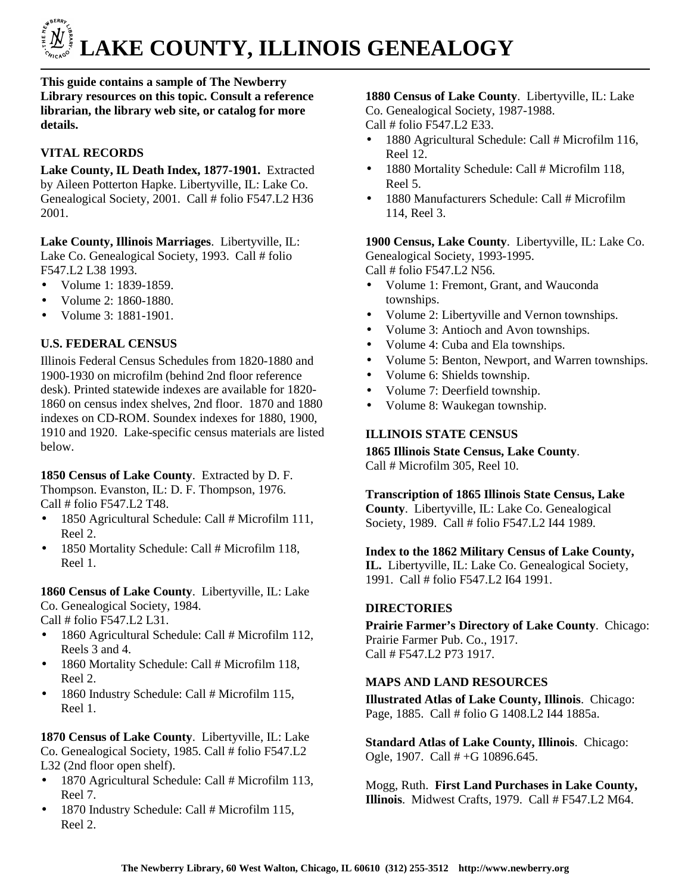# LAKE COUNTY, ILLINOIS GENEALOGY

**This guide contains a sample of The Newberry Library resources on this topic. Consult a reference librarian, the library web site, or catalog for more details.**

## VITAL RECORDS

**Lake County, IL Death Index, 1877-1901.** Extracted by Aileen Potterton Hapke. Libertyville, IL: Lake Co. Genealogical Society, 2001. Call # folio F547.L2 H36 2001.

**Lake County, Illinois Marriages**. Libertyville, IL: Lake Co. Genealogical Society, 1993. Call # folio F547.L2 L38 1993.

- Volume 1: 1839-1859.
- Volume 2: 1860-1880.
- Volume 3: 1881-1901.

## U.S. FEDERAL CENSUS

Illinois Federal Census Schedules from 1820-1880 and 1900-1930 on microfilm (behind 2nd floor reference desk). Printed statewide indexes are available for 1820-1860 on census index shelves, 2nd floor. 1870 and 1880 indexes on CD-ROM. Soundex indexes for 1880, 1900, 1910 and 1920. Lake-specific census materials are listed below.

**1850 Census of Lake County**. Extracted by D. F. Thompson. Evanston, IL: D. F. Thompson, 1976. Call # folio F547.L2 T48.

- 1850 Agricultural Schedule: Call # Microfilm 111, Reel 2.
- 1850 Mortality Schedule: Call # Microfilm 118, Reel 1.

**1860 Census of Lake County**. Libertyville, IL: Lake Co. Genealogical Society, 1984. Call # folio F547.L2 L31.

- 1860 Agricultural Schedule: Call # Microfilm 112, Reels 3 and 4.
- 1860 Mortality Schedule: Call # Microfilm 118, Reel 2.
- 1860 Industry Schedule: Call # Microfilm 115, Reel 1.

**1870 Census of Lake County**. Libertyville, IL: Lake Co. Genealogical Society, 1985. Call # folio F547.L2 L32 (2nd floor open shelf).

- 1870 Agricultural Schedule: Call # Microfilm 113, Reel 7.
- 1870 Industry Schedule: Call # Microfilm 115, Reel 2.

**1880 Census of Lake County**. Libertyville, IL: Lake Co. Genealogical Society, 1987-1988. Call # folio F547.L2 E33.

- 1880 Agricultural Schedule: Call # Microfilm 116, Reel 12.
- 1880 Mortality Schedule: Call # Microfilm 118, Reel 5.
- 1880 Manufacturers Schedule: Call # Microfilm 114, Reel 3.

**1900 Census, Lake County**. Libertyville, IL: Lake Co. Genealogical Society, 1993-1995. Call # folio F547.L2 N56.

- Volume 1: Fremont, Grant, and Wauconda townships.
- Volume 2: Libertyville and Vernon townships.
- Volume 3: Antioch and Avon townships.
- Volume 4: Cuba and Ela townships.
- Volume 5: Benton, Newport, and Warren townships.
- Volume 6: Shields township.
- Volume 7: Deerfield township.
- Volume 8: Waukegan township.

## ILLINOIS STATE CENSUS

**1865 Illinois State Census, Lake County**. Call # Microfilm 305, Reel 10.

**Transcription of 1865 Illinois State Census, Lake County**. Libertyville, IL: Lake Co. Genealogical Society, 1989. Call # folio F547.L2 I44 1989.

**Index to the 1862 Military Census of Lake County, IL.** Libertyville, IL: Lake Co. Genealogical Society, 1991. Call # folio F547.L2 I64 1991.

## DIRECTORIES

**Prairie Farmer's Directory of Lake County**. Chicago: Prairie Farmer Pub. Co., 1917. Call # F547.L2 P73 1917.

## MAPS AND LAND RESOURCES

**Illustrated Atlas of Lake County, Illinois**. Chicago: Page, 1885. Call # folio G 1408.L2 I44 1885a.

**Standard Atlas of Lake County, Illinois**. Chicago: Ogle, 1907. Call # +G 10896.645.

Mogg, Ruth. **First Land Purchases in Lake County, Illinois**. Midwest Crafts, 1979. Call # F547.L2 M64.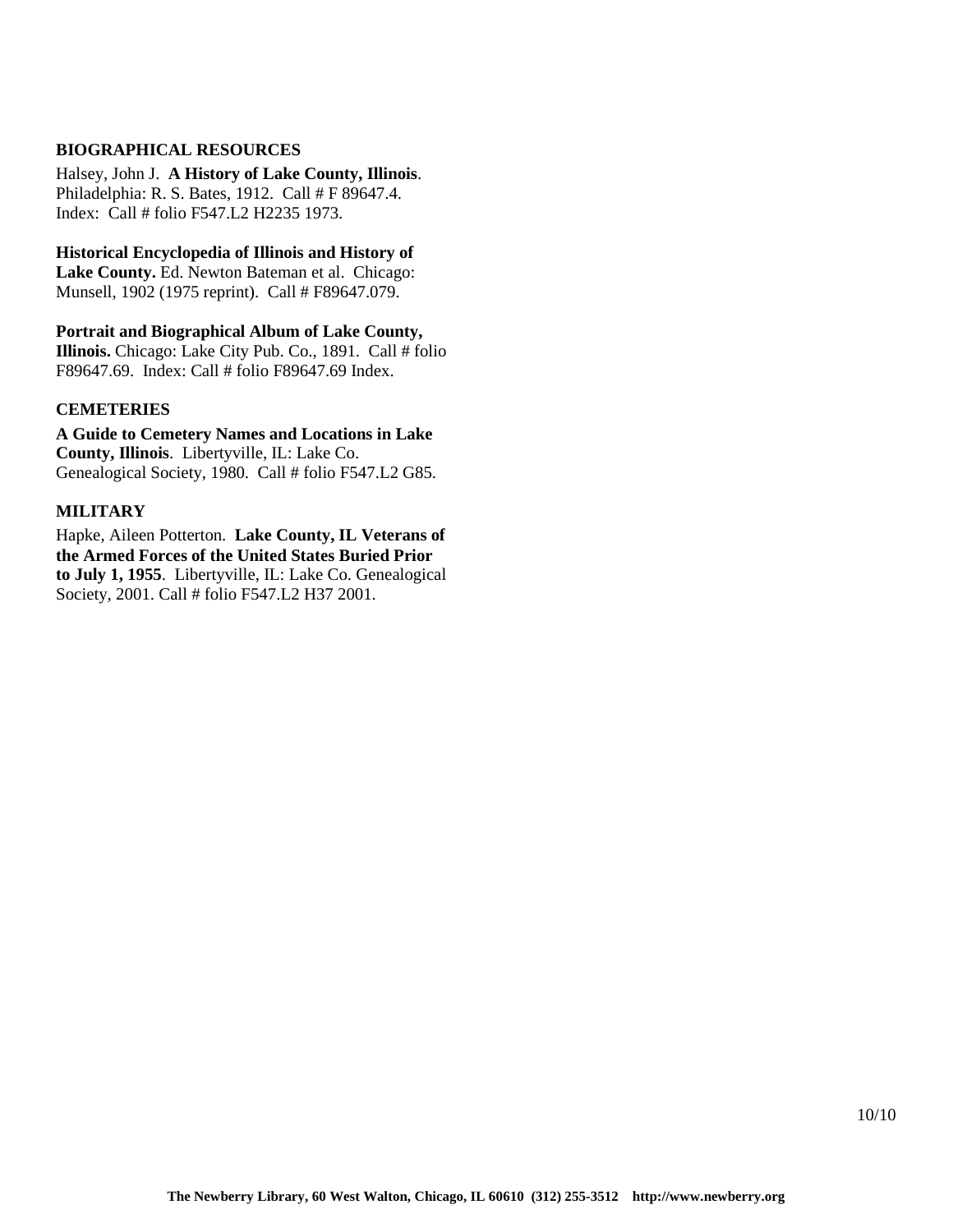## BIOGRAPHICAL RESOURCES

Halsey, John J. **A History of Lake County, Illinois**. Philadelphia: R. S. Bates, 1912. Call # F 89647.4. Index: Call # folio F547.L2 H2235 1973.

**Historical Encyclopedia of Illinois and History of Lake County.** Ed. Newton Bateman et al. Chicago: Munsell, 1902 (1975 reprint). Call # F89647.079.

**Portrait and Biographical Album of Lake County, Illinois.** Chicago: Lake City Pub. Co., 1891. Call # folio F89647.69. Index: Call # folio F89647.69 Index.

## CEMETERIES

**A Guide to Cemetery Names and Locations in Lake County, Illinois**. Libertyville, IL: Lake Co. Genealogical Society, 1980. Call # folio F547.L2 G85.

## MILITARY

Hapke, Aileen Potterton. **Lake County, IL Veterans of the Armed Forces of the United States Buried Prior to July 1, 1955**. Libertyville, IL: Lake Co. Genealogical Society, 2001. Call # folio F547.L2 H37 2001.

10/10

**The Newberry Library, 60 West Walton, Chicago, IL 60610 (312) 255-3512 http://www.newberry.org**